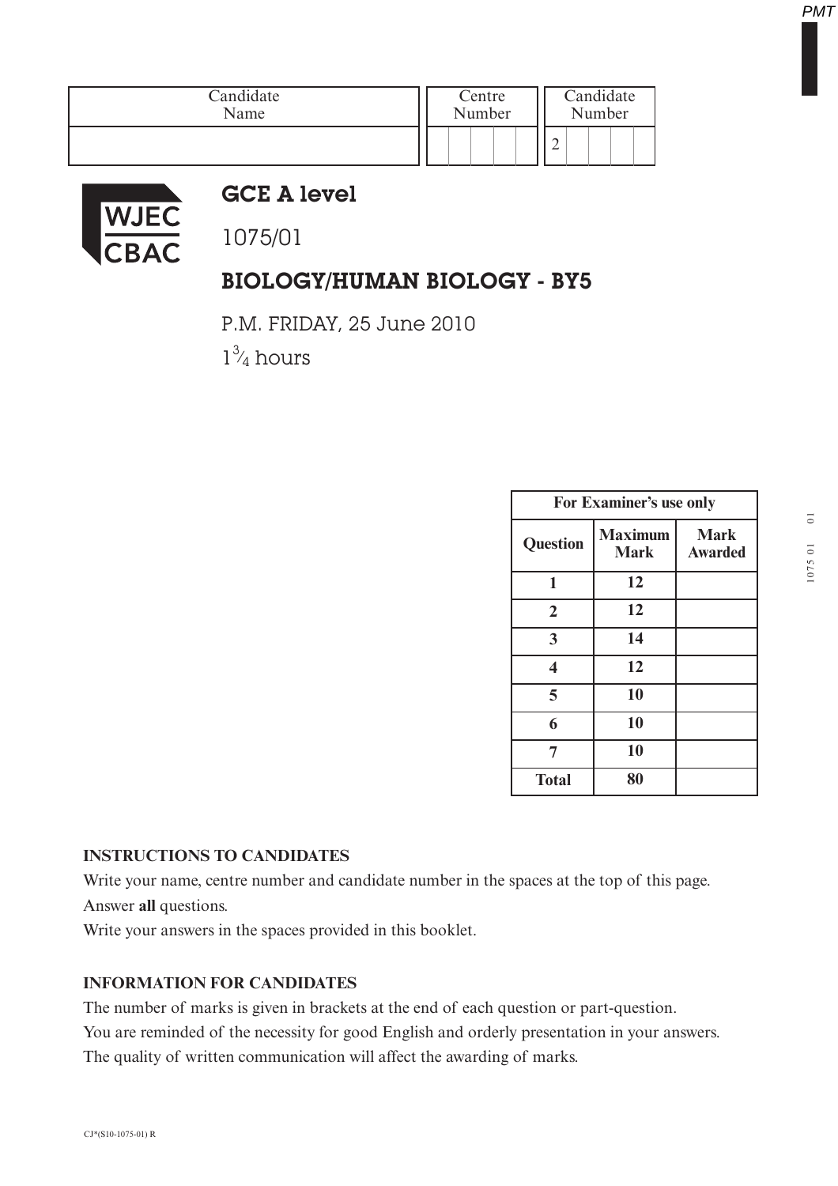| Candidate Name | Centre Number | Candidate Number |
|---|---|---|
| | | 2 |

WJEC CBAC

# GCE A level

1075/01

## BIOLOGY/HUMAN BIOLOGY - BY5

P.M. FRIDAY, 25 June 2010

$1\frac{3}{4}$ hours

| For Examiner's use only | | |
|---|---|---|
| **Question** | **Maximum Mark** | **Mark Awarded** |
| **1** | **12** | |
| **2** | **12** | |
| **3** | **14** | |
| **4** | **12** | |
| **5** | **10** | |
| **6** | **10** | |
| **7** | **10** | |
| **Total** | **80** | |

**INSTRUCTIONS TO CANDIDATES**

Write your name, centre number and candidate number in the spaces at the top of this page.

Answer **all** questions.

Write your answers in the spaces provided in this booklet.

**INFORMATION FOR CANDIDATES**

The number of marks is given in brackets at the end of each question or part-question.

You are reminded of the necessity for good English and orderly presentation in your answers.

The quality of written communication will affect the awarding of marks.

CJ*(S10-1075-01) R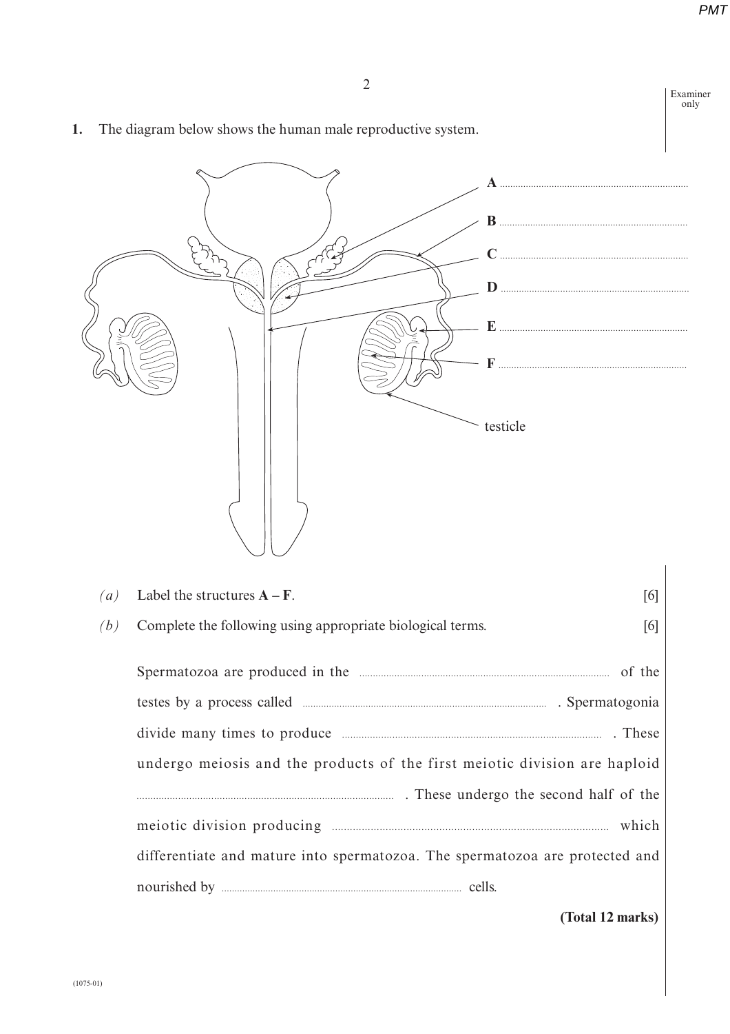**1.** The diagram below shows the human male reproductive system.

A ..........

B ..........

C ..........

D ..........

E ..........

F ..........

testicle

*(a)* Label the structures **A – F**. [6]

*(b)* Complete the following using appropriate biological terms. [6]

Spermatozoa are produced in the .......... of the testes by a process called .......... . Spermatogonia divide many times to produce .......... . These undergo meiosis and the products of the first meiotic division are haploid .......... . These undergo the second half of the meiotic division producing .......... which differentiate and mature into spermatozoa. The spermatozoa are protected and nourished by .......... cells.

**(Total 12 marks)**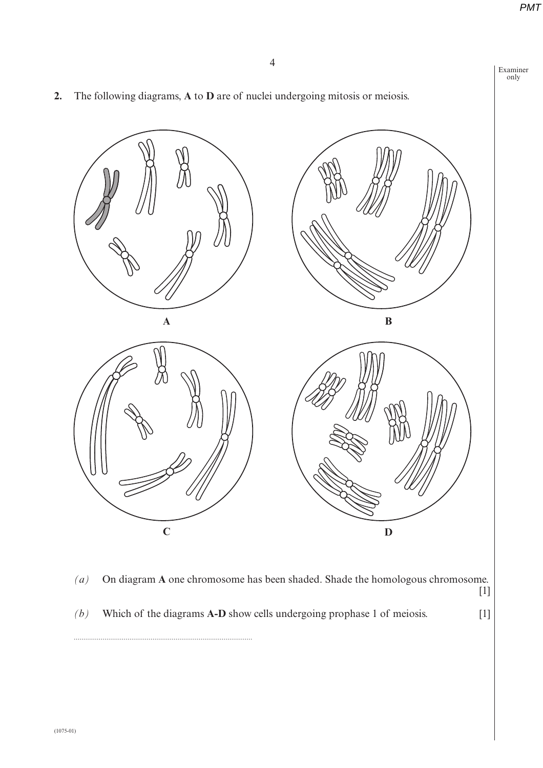**2.** The following diagrams, **A** to **D** are of nuclei undergoing mitosis or meiosis.

**A**

**B**

**C**

**D**

*(a)* On diagram **A** one chromosome has been shaded. Shade the homologous chromosome. [1]

*(b)* Which of the diagrams **A-D** show cells undergoing prophase 1 of meiosis. [1]

..........................................................................................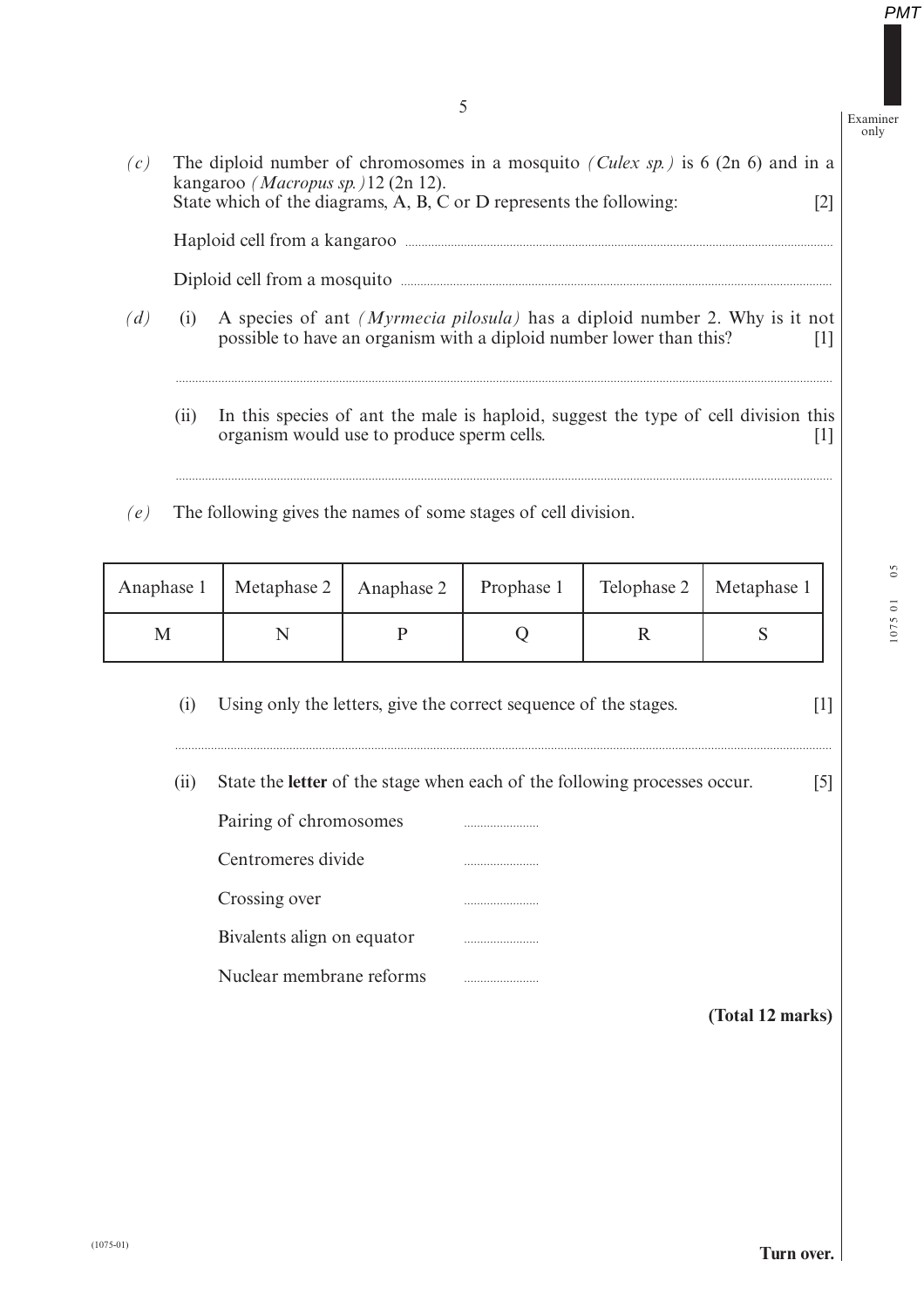*(c)* The diploid number of chromosomes in a mosquito *(Culex sp.)* is 6 (2n 6) and in a kangaroo *(Macropus sp.)* 12 (2n 12).
State which of the diagrams, A, B, C or D represents the following: [2]

Haploid cell from a kangaroo ..............................

Diploid cell from a mosquito ..............................

*(d)* (i) A species of ant *(Myrmecia pilosula)* has a diploid number 2. Why is it not possible to have an organism with a diploid number lower than this? [1]

..............................

(ii) In this species of ant the male is haploid, suggest the type of cell division this organism would use to produce sperm cells. [1]

..............................

*(e)* The following gives the names of some stages of cell division.

| Anaphase 1 | Metaphase 2 | Anaphase 2 | Prophase 1 | Telophase 2 | Metaphase 1 |
|---|---|---|---|---|---|
| M | N | P | Q | R | S |

(i) Using only the letters, give the correct sequence of the stages. [1]

..............................

(ii) State the **letter** of the stage when each of the following processes occur. [5]

Pairing of chromosomes ..............

Centromeres divide ..............

Crossing over ..............

Bivalents align on equator ..............

Nuclear membrane reforms ..............

**(Total 12 marks)**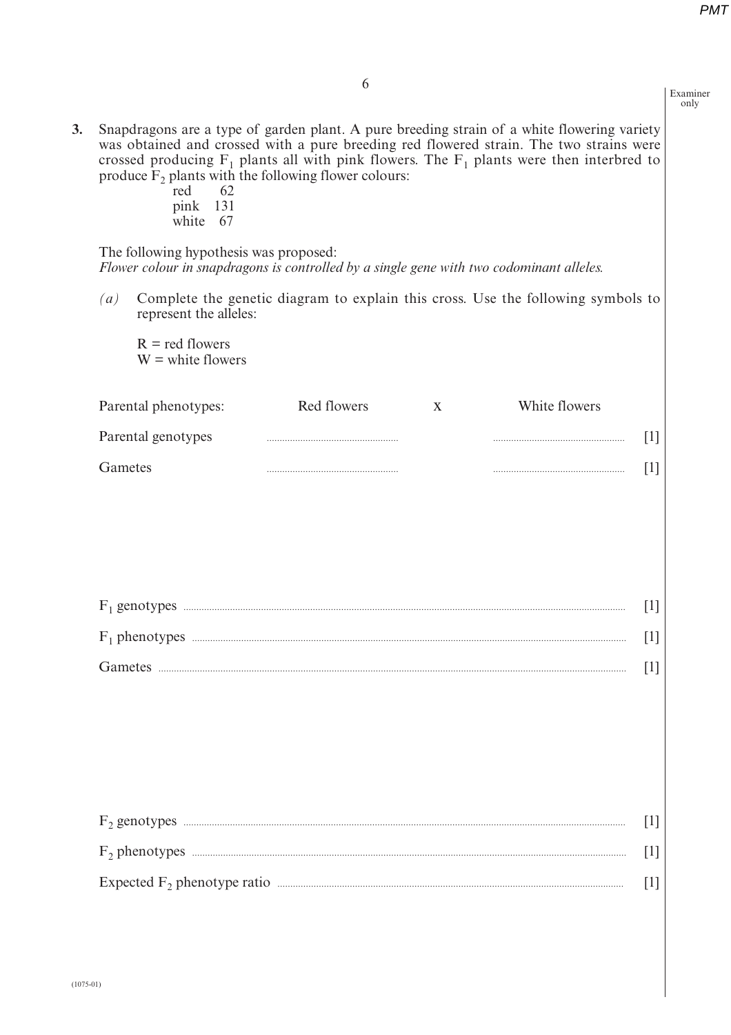**3.** Snapdragons are a type of garden plant. A pure breeding strain of a white flowering variety was obtained and crossed with a pure breeding red flowered strain. The two strains were crossed producing $F_1$ plants all with pink flowers. The $F_1$ plants were then interbred to produce $F_2$ plants with the following flower colours:

| | |
|---|---|
| red | 62 |
| pink | 131 |
| white | 67 |

The following hypothesis was proposed:
*Flower colour in snapdragons is controlled by a single gene with two codominant alleles.*

*(a)* Complete the genetic diagram to explain this cross. Use the following symbols to represent the alleles:

R = red flowers
W = white flowers

| | | | | |
|---|---|---|---|---|
| Parental phenotypes: | Red flowers | x | White flowers | |
| Parental genotypes | .................................... | | .................................... | [1] |
| Gametes | .................................... | | .................................... | [1] |

$F_1$ genotypes .................................................................................................... [1]

$F_1$ phenotypes .................................................................................................... [1]

Gametes .................................................................................................... [1]

$F_2$ genotypes .................................................................................................... [1]

$F_2$ phenotypes .................................................................................................... [1]

Expected $F_2$ phenotype ratio .................................................................................................... [1]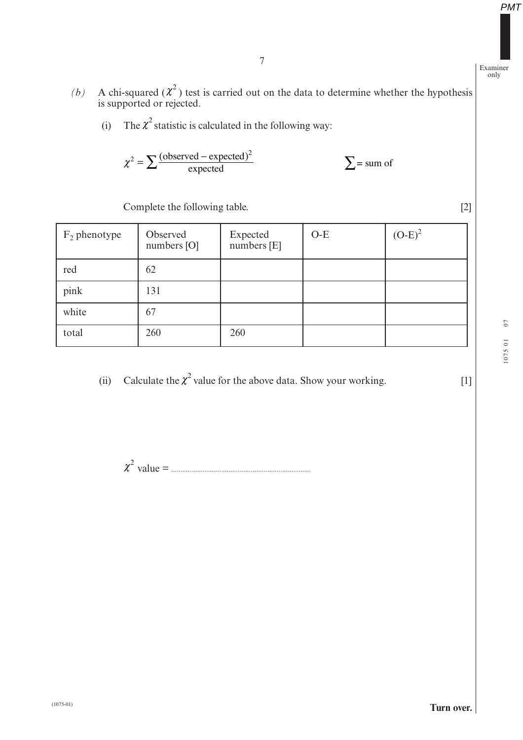*(b)* A chi-squared ($\chi^2$) test is carried out on the data to determine whether the hypothesis is supported or rejected.

(i) The $\chi^2$ statistic is calculated in the following way:

$$\chi^2 = \sum \frac{(\text{observed} - \text{expected})^2}{\text{expected}} \qquad \sum = \text{sum of}$$

Complete the following table. [2]

| $F_2$ phenotype | Observed numbers [O] | Expected numbers [E] | O-E | $(O-E)^2$ |
|---|---|---|---|---|
| red | 62 | | | |
| pink | 131 | | | |
| white | 67 | | | |
| total | 260 | 260 | | |

(ii) Calculate the $\chi^2$ value for the above data. Show your working. [1]

$\chi^2$ value = ..........................................................................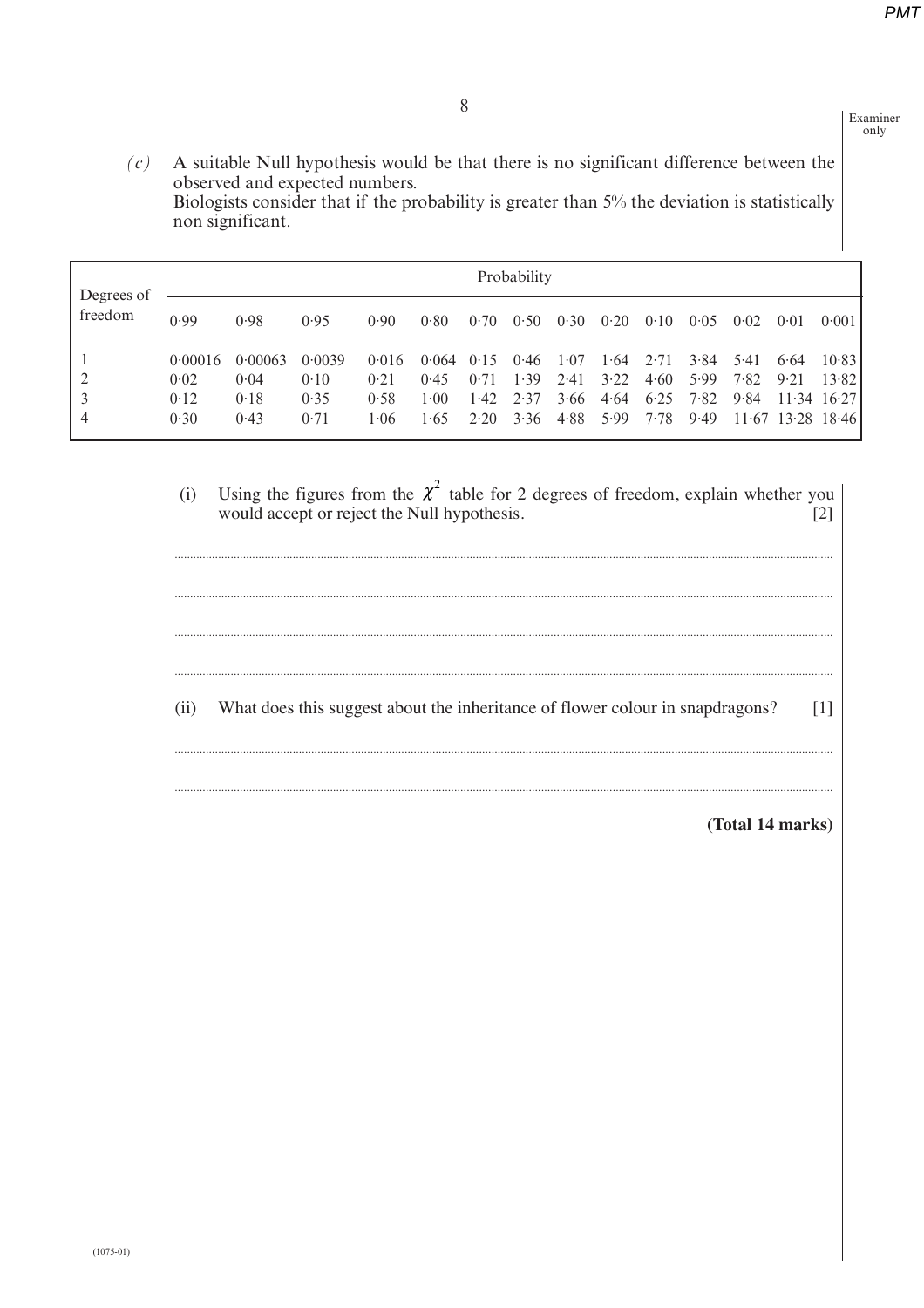*(c)* A suitable Null hypothesis would be that there is no significant difference between the observed and expected numbers.
Biologists consider that if the probability is greater than 5% the deviation is statistically non significant.

| Degrees of freedom | Probability | | | | | | | | | | | | | |
|---|---|---|---|---|---|---|---|---|---|---|---|---|---|---|
| | 0·99 | 0·98 | 0·95 | 0·90 | 0·80 | 0·70 | 0·50 | 0·30 | 0·20 | 0·10 | 0·05 | 0·02 | 0·01 | 0·001 |
| 1 | 0·00016 | 0·00063 | 0·0039 | 0·016 | 0·064 | 0·15 | 0·46 | 1·07 | 1·64 | 2·71 | 3·84 | 5·41 | 6·64 | 10·83 |
| 2 | 0·02 | 0·04 | 0·10 | 0·21 | 0·45 | 0·71 | 1·39 | 2·41 | 3·22 | 4·60 | 5·99 | 7·82 | 9·21 | 13·82 |
| 3 | 0·12 | 0·18 | 0·35 | 0·58 | 1·00 | 1·42 | 2·37 | 3·66 | 4·64 | 6·25 | 7·82 | 9·84 | 11·34 | 16·27 |
| 4 | 0·30 | 0·43 | 0·71 | 1·06 | 1·65 | 2·20 | 3·36 | 4·88 | 5·99 | 7·78 | 9·49 | 11·67 | 13·28 | 18·46 |

(i) Using the figures from the $\chi^2$ table for 2 degrees of freedom, explain whether you would accept or reject the Null hypothesis. [2]

..............................................................................................................................................

..............................................................................................................................................

..............................................................................................................................................

..............................................................................................................................................

(ii) What does this suggest about the inheritance of flower colour in snapdragons? [1]

..............................................................................................................................................

..............................................................................................................................................

**(Total 14 marks)**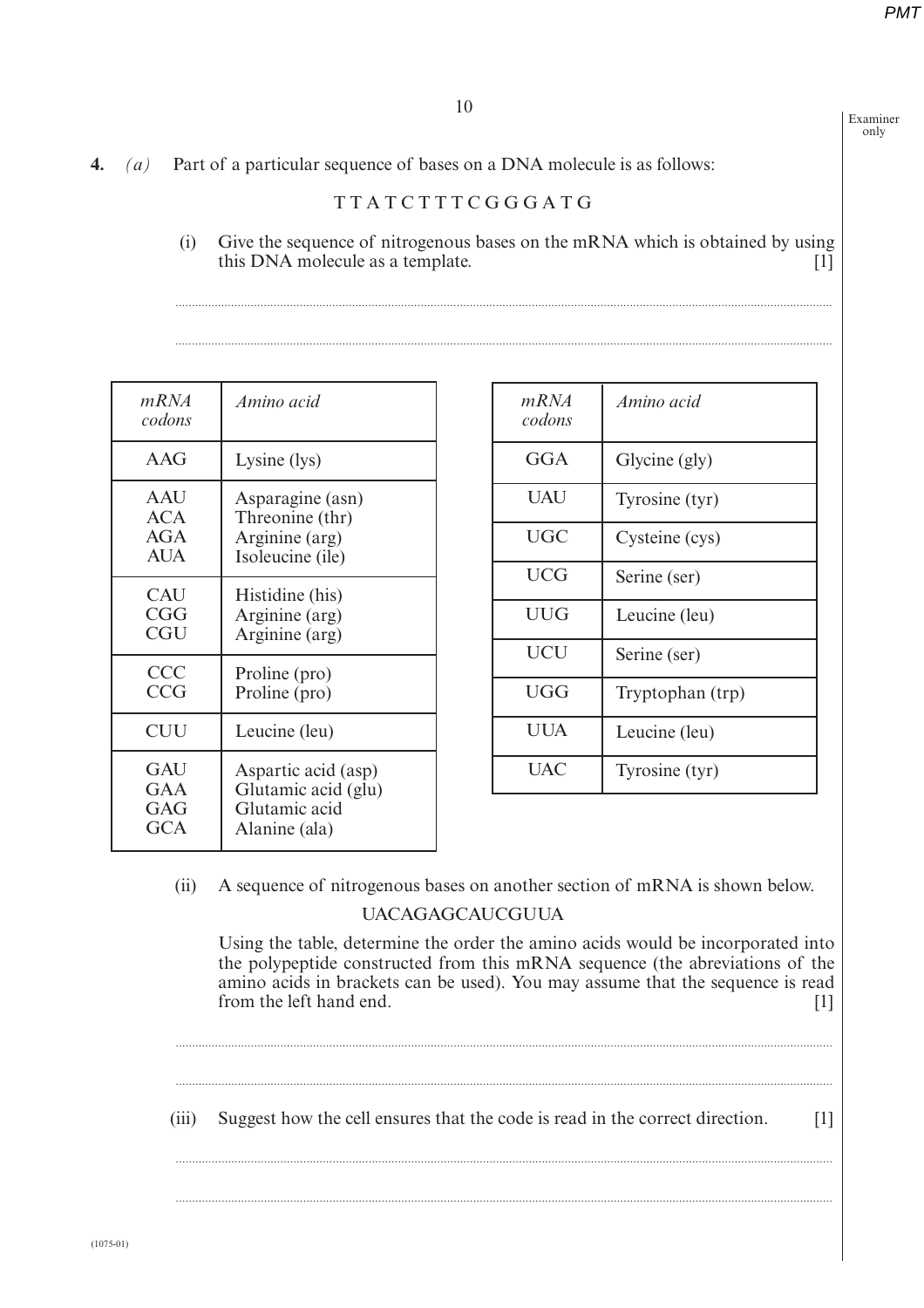**4.** *(a)* Part of a particular sequence of bases on a DNA molecule is as follows:

T T A T C T T T C G G G A T G

(i) Give the sequence of nitrogenous bases on the mRNA which is obtained by using this DNA molecule as a template. [1]

..............................................................................................................................................

..............................................................................................................................................

| *mRNA codons* | *Amino acid* |
|---|---|
| AAG | Lysine (lys) |
| AAU<br>ACA<br>AGA<br>AUA | Asparagine (asn)<br>Threonine (thr)<br>Arginine (arg)<br>Isoleucine (ile) |
| CAU<br>CGG<br>CGU | Histidine (his)<br>Arginine (arg)<br>Arginine (arg) |
| CCC<br>CCG | Proline (pro)<br>Proline (pro) |
| CUU | Leucine (leu) |
| GAU<br>GAA<br>GAG<br>GCA | Aspartic acid (asp)<br>Glutamic acid (glu)<br>Glutamic acid<br>Alanine (ala) |

| *mRNA codons* | *Amino acid* |
|---|---|
| GGA | Glycine (gly) |
| UAU | Tyrosine (tyr) |
| UGC | Cysteine (cys) |
| UCG | Serine (ser) |
| UUG | Leucine (leu) |
| UCU | Serine (ser) |
| UGG | Tryptophan (trp) |
| UUA | Leucine (leu) |
| UAC | Tyrosine (tyr) |

(ii) A sequence of nitrogenous bases on another section of mRNA is shown below.

UACAGAGCAUCGUUA

Using the table, determine the order the amino acids would be incorporated into the polypeptide constructed from this mRNA sequence (the abreviations of the amino acids in brackets can be used). You may assume that the sequence is read from the left hand end. [1]

..............................................................................................................................................

..............................................................................................................................................

(iii) Suggest how the cell ensures that the code is read in the correct direction. [1]

..............................................................................................................................................

..............................................................................................................................................

(1075-01)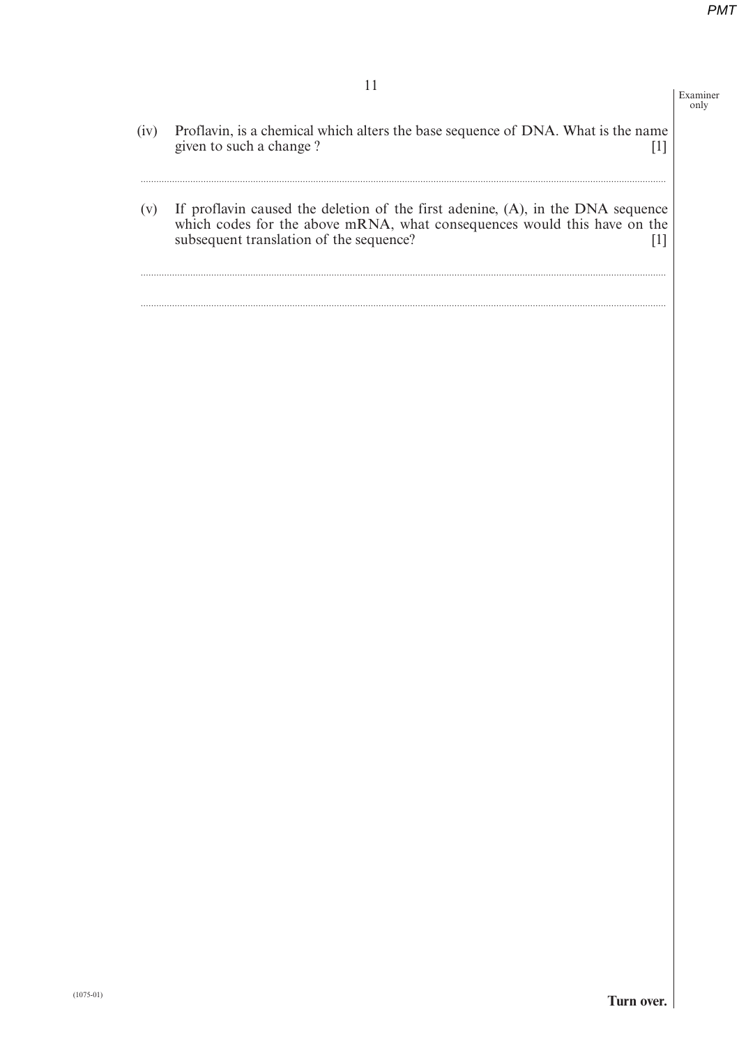(iv) Proflavin, is a chemical which alters the base sequence of DNA. What is the name given to such a change ? [1]

..............................................................................................................................................................................

(v) If proflavin caused the deletion of the first adenine, (A), in the DNA sequence which codes for the above mRNA, what consequences would this have on the subsequent translation of the sequence? [1]

..............................................................................................................................................................................

..............................................................................................................................................................................

(1075-01)

**Turn over.**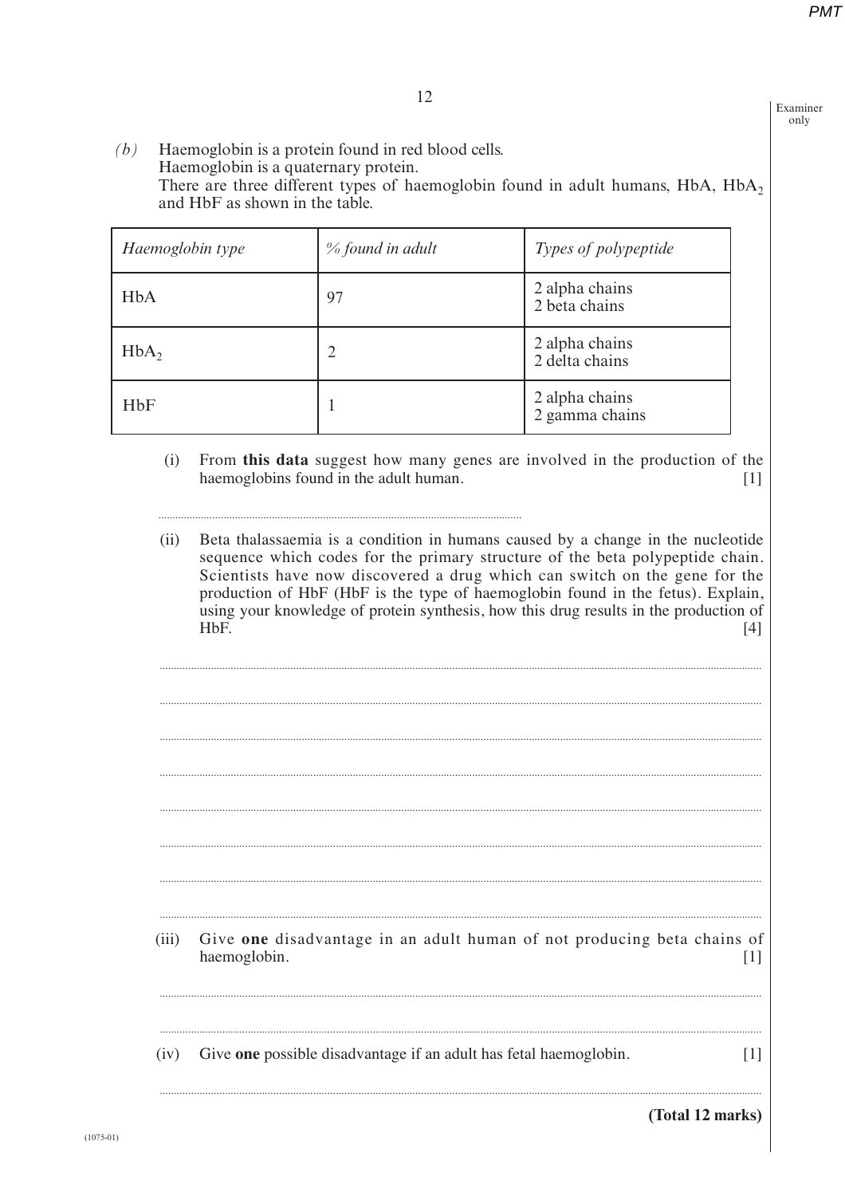*(b)* Haemoglobin is a protein found in red blood cells.
Haemoglobin is a quaternary protein.
There are three different types of haemoglobin found in adult humans, HbA, $HbA_2$ and HbF as shown in the table.

| *Haemoglobin type* | *% found in adult* | *Types of polypeptide* |
|---|---|---|
| HbA | 97 | 2 alpha chains<br>2 beta chains |
| $HbA_2$ | 2 | 2 alpha chains<br>2 delta chains |
| HbF | 1 | 2 alpha chains<br>2 gamma chains |

(i) From **this data** suggest how many genes are involved in the production of the haemoglobins found in the adult human. [1]

..............................................................................................................

(ii) Beta thalassaemia is a condition in humans caused by a change in the nucleotide sequence which codes for the primary structure of the beta polypeptide chain. Scientists have now discovered a drug which can switch on the gene for the production of HbF (HbF is the type of haemoglobin found in the fetus). Explain, using your knowledge of protein synthesis, how this drug results in the production of HbF. [4]

..............................................................................................................

..............................................................................................................

..............................................................................................................

..............................................................................................................

..............................................................................................................

..............................................................................................................

..............................................................................................................

..............................................................................................................

(iii) Give **one** disadvantage in an adult human of not producing beta chains of haemoglobin. [1]

..............................................................................................................

..............................................................................................................

(iv) Give **one** possible disadvantage if an adult has fetal haemoglobin. [1]

..............................................................................................................

**(Total 12 marks)**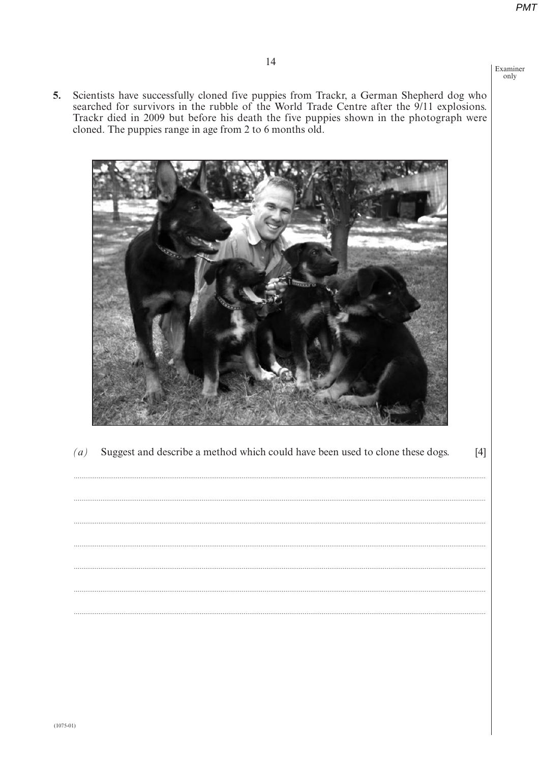**5.** Scientists have successfully cloned five puppies from Trackr, a German Shepherd dog who searched for survivors in the rubble of the World Trade Centre after the 9/11 explosions. Trackr died in 2009 but before his death the five puppies shown in the photograph were cloned. The puppies range in age from 2 to 6 months old.

*(a)* Suggest and describe a method which could have been used to clone these dogs. [4]

..........................................................................................................................................

..........................................................................................................................................

..........................................................................................................................................

..........................................................................................................................................

..........................................................................................................................................

..........................................................................................................................................

..........................................................................................................................................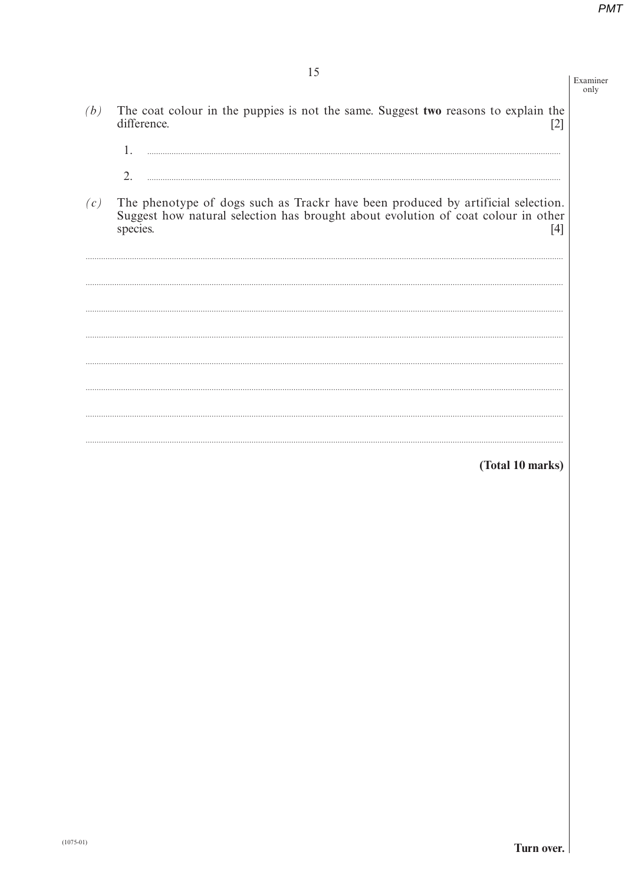*(b)* The coat colour in the puppies is not the same. Suggest **two** reasons to explain the difference. [2]

1. ..........

2. ..........

*(c)* The phenotype of dogs such as Trackr have been produced by artificial selection. Suggest how natural selection has brought about evolution of coat colour in other species. [4]

..........

..........

..........

..........

..........

..........

..........

..........

**(Total 10 marks)**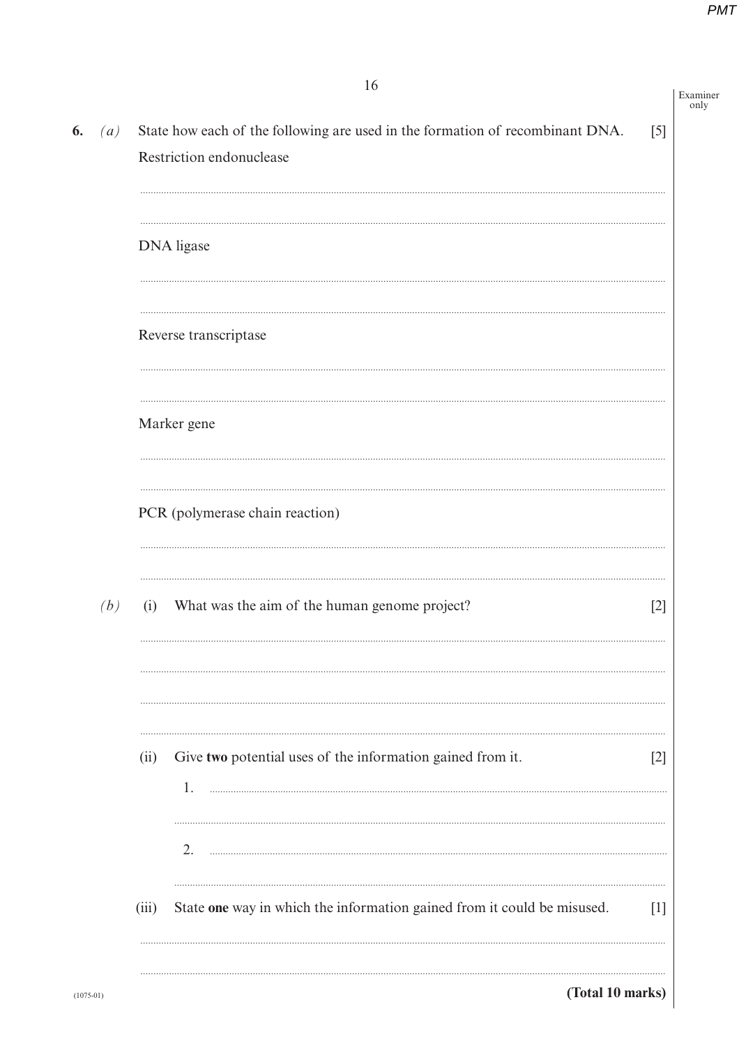**6.** *(a)* State how each of the following are used in the formation of recombinant DNA. [5]

Restriction endonuclease

..............................................................................................................................................

..............................................................................................................................................

DNA ligase

..............................................................................................................................................

..............................................................................................................................................

Reverse transcriptase

..............................................................................................................................................

..............................................................................................................................................

Marker gene

..............................................................................................................................................

..............................................................................................................................................

PCR (polymerase chain reaction)

..............................................................................................................................................

..............................................................................................................................................

*(b)* (i) What was the aim of the human genome project? [2]

..............................................................................................................................................

..............................................................................................................................................

..............................................................................................................................................

..............................................................................................................................................

(ii) Give **two** potential uses of the information gained from it. [2]

1. ..............................................................................................................................................

..............................................................................................................................................

2. ..............................................................................................................................................

..............................................................................................................................................

(iii) State **one** way in which the information gained from it could be misused. [1]

..............................................................................................................................................

..............................................................................................................................................

**(Total 10 marks)**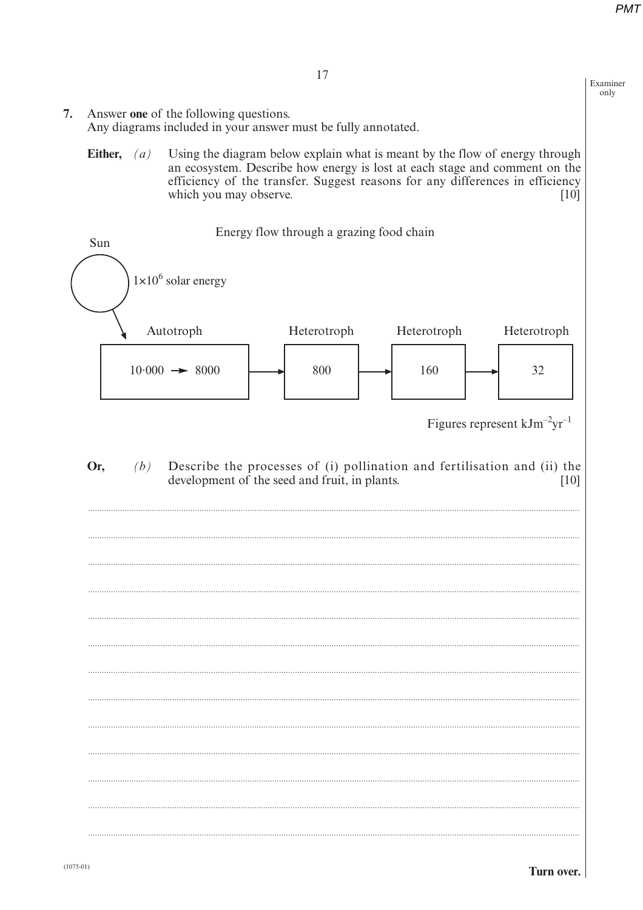**7.** Answer **one** of the following questions.
Any diagrams included in your answer must be fully annotated.

**Either,** *(a)* Using the diagram below explain what is meant by the flow of energy through an ecosystem. Describe how energy is lost at each stage and comment on the efficiency of the transfer. Suggest reasons for any differences in efficiency which you may observe. [10]

Energy flow through a grazing food chain

Sun — $1 \times 10^6$ solar energy

| Autotroph | | Heterotroph | | Heterotroph | | Heterotroph |
|---|---|---|---|---|---|---|
| 10·000 → 8000 | → | 800 | → | 160 | → | 32 |

Figures represent $kJm^{-2}yr^{-1}$

**Or,** *(b)* Describe the processes of (i) pollination and fertilisation and (ii) the development of the seed and fruit, in plants. [10]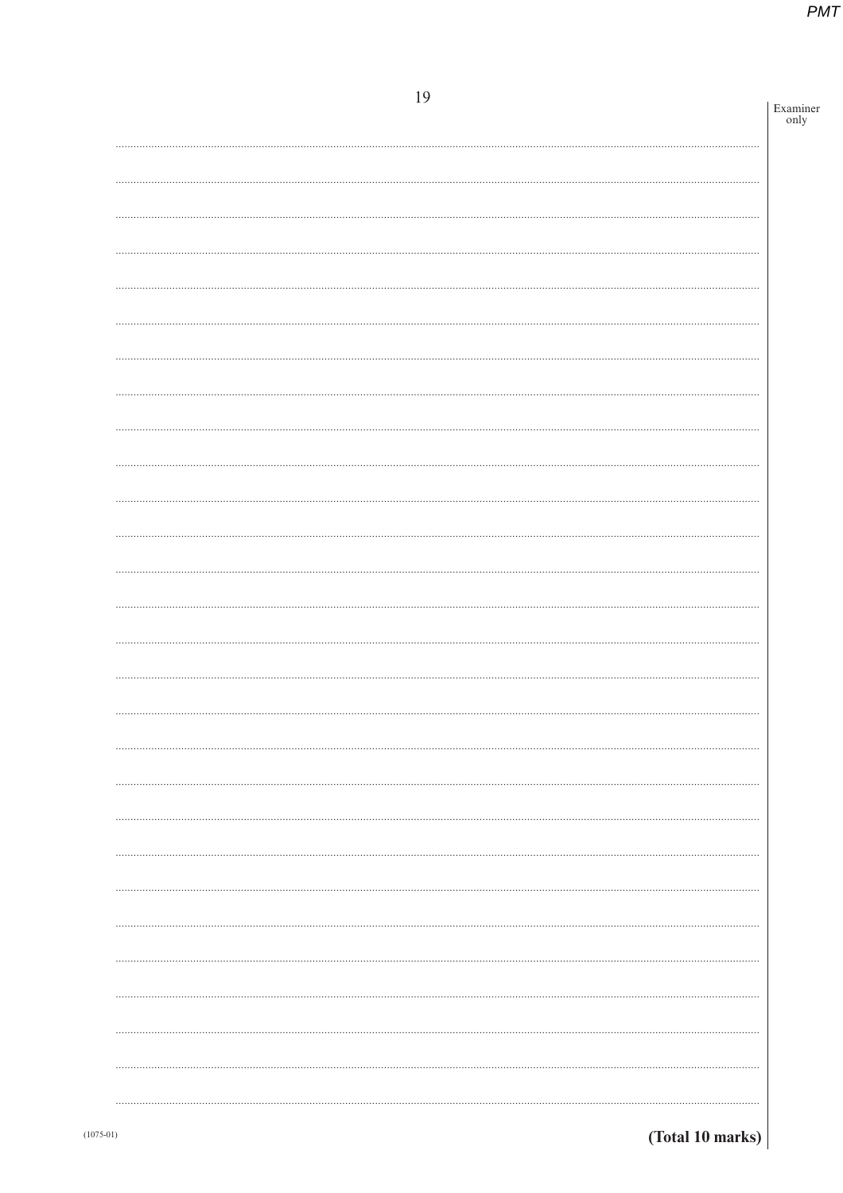**(Total 10 marks)**